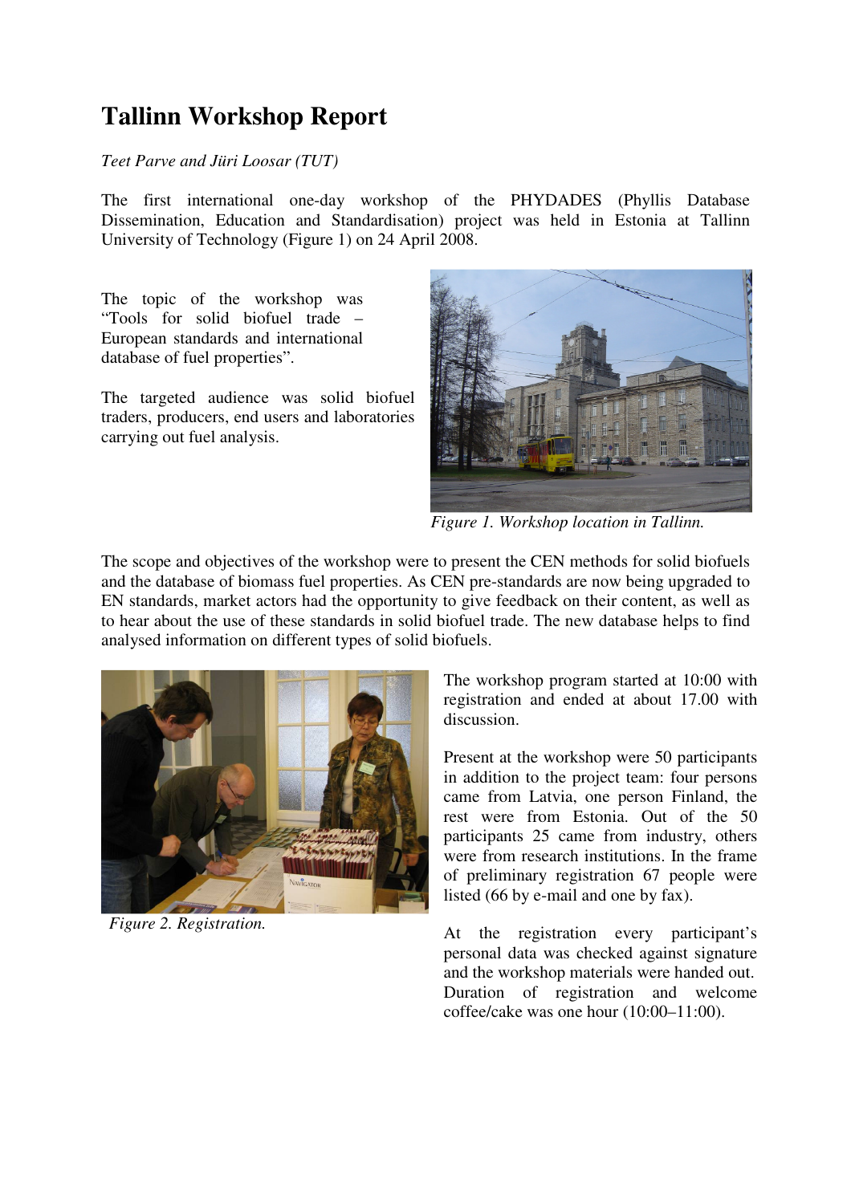# Tallinn Workshop Report

*Teet Parve and Jüri Loosar (TUT)*

The first international one-day workshop of the PHYDADES (Phyllis Database Dissemination, Education and Standardisation) project was held in Estonia at Tallinn University of Technology (Figure 1) on 24 April 2008.

The topic of the workshop was "Tools for solid biofuel trade – European standards and international database of fuel properties".

The targeted audience was solid biofuel traders, producers, end users and laboratories carrying out fuel analysis.

*Figure 1. Workshop location in Tallinn.*

The scope and objectives of the workshop were to present the CEN methods for solid biofuels and the database of biomass fuel properties. As CEN pre-standards are now being upgraded to EN standards, market actors had the opportunity to give feedback on their content, as well as to hear about the use of these standards in solid biofuel trade. The new database helps to find analysed information on different types of solid biofuels.

*Figure 2. Registration.*

The workshop program started at 10:00 with registration and ended at about 17.00 with discussion.

Present at the workshop were 50 participants in addition to the project team: four persons came from Latvia, one person Finland, the rest were from Estonia. Out of the 50 participants 25 came from industry, others were from research institutions. In the frame of preliminary registration 67 people were listed (66 by e-mail and one by fax).

At the registration every participant's personal data was checked against signature and the workshop materials were handed out. Duration of registration and welcome coffee/cake was one hour (10:00–11:00).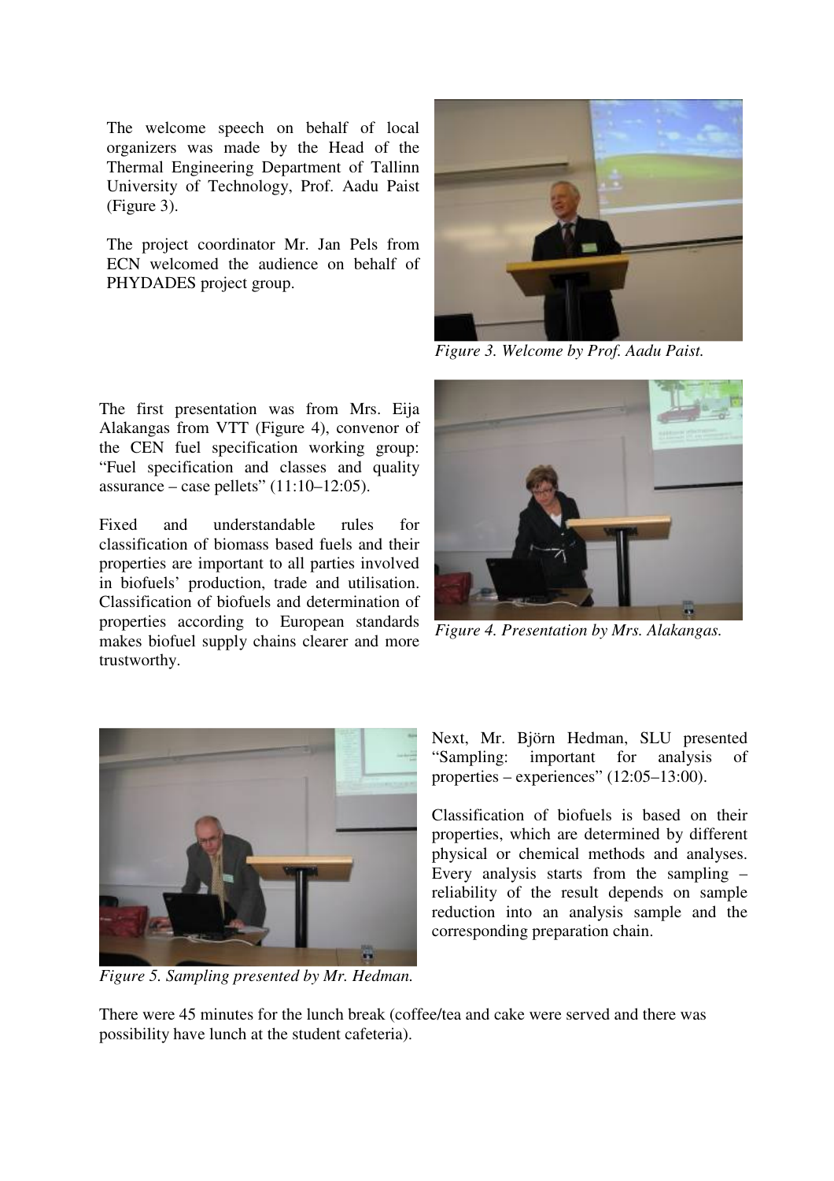The welcome speech on behalf of local organizers was made by the Head of the Thermal Engineering Department of Tallinn University of Technology, Prof. Aadu Paist (Figure 3).

The project coordinator Mr. Jan Pels from ECN welcomed the audience on behalf of PHYDADES project group.

*Figure 3. Welcome by Prof. Aadu Paist.*

The first presentation was from Mrs. Eija Alakangas from VTT (Figure 4), convenor of the CEN fuel specification working group: "Fuel specification and classes and quality assurance – case pellets" (11:10–12:05).

Fixed and understandable rules for classification of biomass based fuels and their properties are important to all parties involved in biofuels' production, trade and utilisation. Classification of biofuels and determination of properties according to European standards makes biofuel supply chains clearer and more trustworthy.

*Figure 4. Presentation by Mrs. Alakangas.*

*Figure 5. Sampling presented by Mr. Hedman.*

Next, Mr. Björn Hedman, SLU presented "Sampling: important for analysis of properties – experiences" (12:05–13:00).

Classification of biofuels is based on their properties, which are determined by different physical or chemical methods and analyses. Every analysis starts from the sampling – reliability of the result depends on sample reduction into an analysis sample and the corresponding preparation chain.

There were 45 minutes for the lunch break (coffee/tea and cake were served and there was possibility have lunch at the student cafeteria).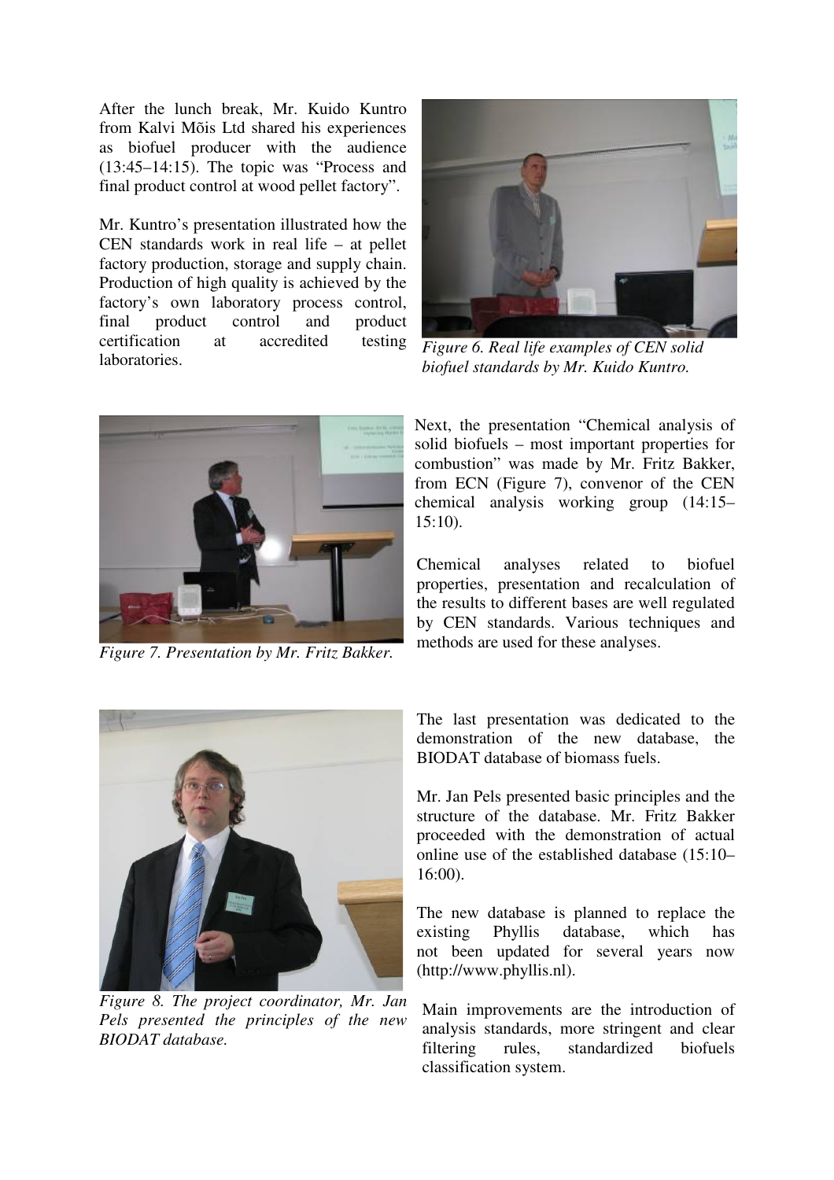After the lunch break, Mr. Kuido Kuntro from Kalvi Mõis Ltd shared his experiences as biofuel producer with the audience (13:45–14:15). The topic was "Process and final product control at wood pellet factory".

Mr. Kuntro's presentation illustrated how the CEN standards work in real life – at pellet factory production, storage and supply chain. Production of high quality is achieved by the factory's own laboratory process control, final product control and product certification at accredited testing laboratories.

*Figure 6. Real life examples of CEN solid biofuel standards by Mr. Kuido Kuntro.*

Next, the presentation "Chemical analysis of solid biofuels – most important properties for combustion" was made by Mr. Fritz Bakker, from ECN (Figure 7), convenor of the CEN chemical analysis working group (14:15–15:10).

Chemical analyses related to biofuel properties, presentation and recalculation of the results to different bases are well regulated by CEN standards. Various techniques and methods are used for these analyses.

*Figure 7. Presentation by Mr. Fritz Bakker.*

The last presentation was dedicated to the demonstration of the new database, the BIODAT database of biomass fuels.

Mr. Jan Pels presented basic principles and the structure of the database. Mr. Fritz Bakker proceeded with the demonstration of actual online use of the established database (15:10–16:00).

The new database is planned to replace the existing Phyllis database, which has not been updated for several years now (http://www.phyllis.nl).

Main improvements are the introduction of analysis standards, more stringent and clear filtering rules, standardized biofuels classification system.

*Figure 8. The project coordinator, Mr. Jan Pels presented the principles of the new BIODAT database.*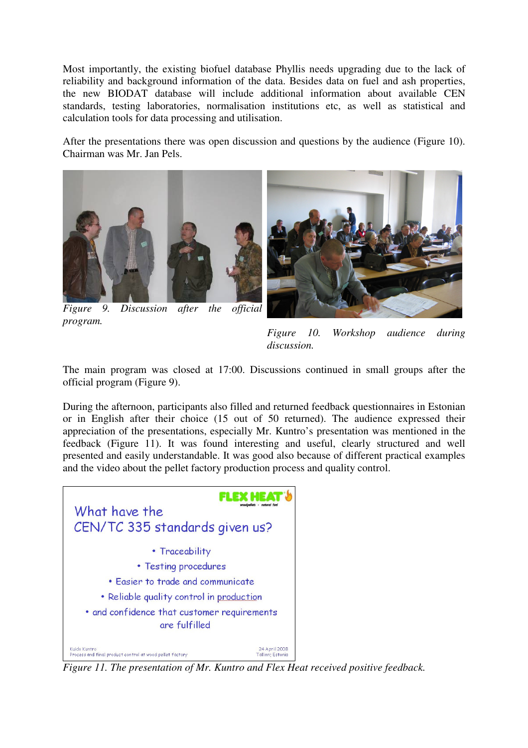Most importantly, the existing biofuel database Phyllis needs upgrading due to the lack of reliability and background information of the data. Besides data on fuel and ash properties, the new BIODAT database will include additional information about available CEN standards, testing laboratories, normalisation institutions etc, as well as statistical and calculation tools for data processing and utilisation.

After the presentations there was open discussion and questions by the audience (Figure 10). Chairman was Mr. Jan Pels.

*Figure 9. Discussion after the official program.*

*Figure 10. Workshop audience during discussion.*

The main program was closed at 17:00. Discussions continued in small groups after the official program (Figure 9).

During the afternoon, participants also filled and returned feedback questionnaires in Estonian or in English after their choice (15 out of 50 returned). The audience expressed their appreciation of the presentations, especially Mr. Kuntro's presentation was mentioned in the feedback (Figure 11). It was found interesting and useful, clearly structured and well presented and easily understandable. It was good also because of different practical examples and the video about the pellet factory production process and quality control.

*Figure 11. The presentation of Mr. Kuntro and Flex Heat received positive feedback.*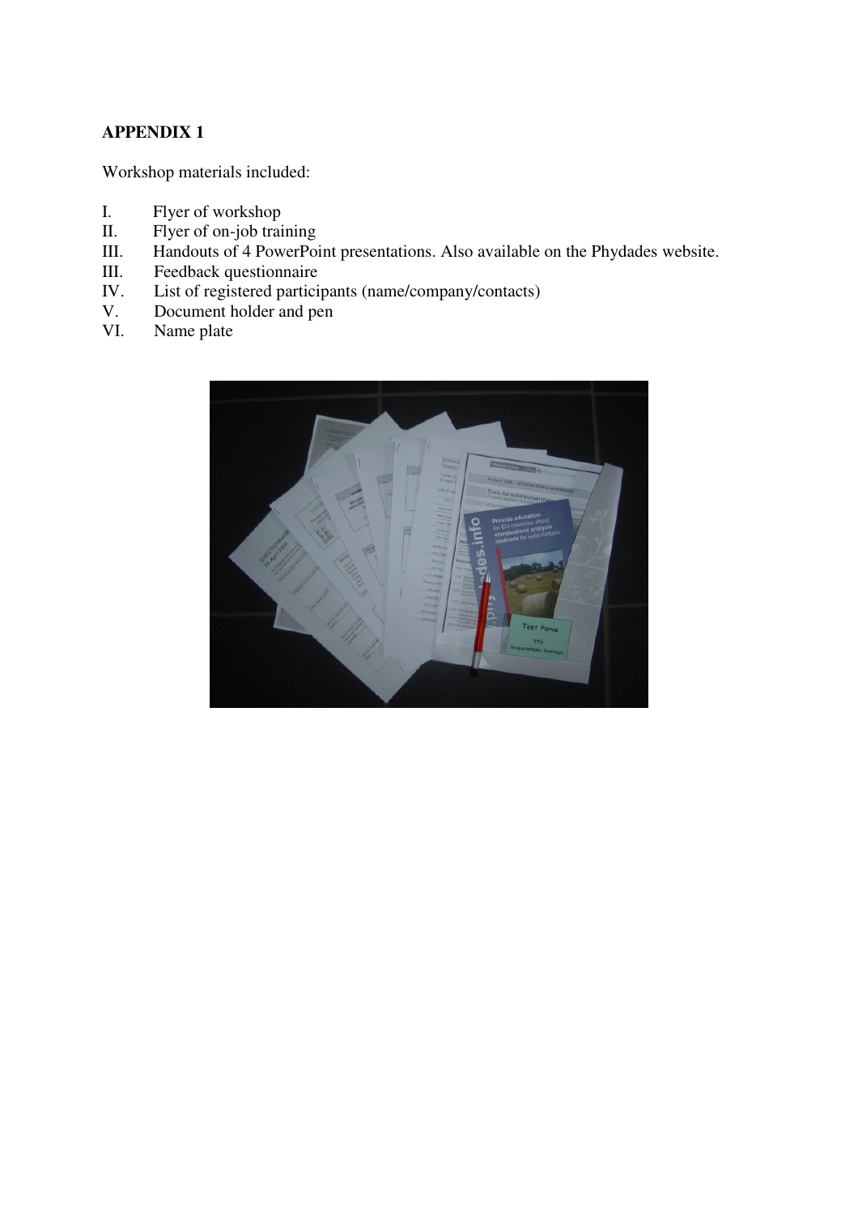**APPENDIX 1**

Workshop materials included:

I. Flyer of workshop
II. Flyer of on-job training
III. Handouts of 4 PowerPoint presentations. Also available on the Phydades website.
III. Feedback questionnaire
IV. List of registered participants (name/company/contacts)
V. Document holder and pen
VI. Name plate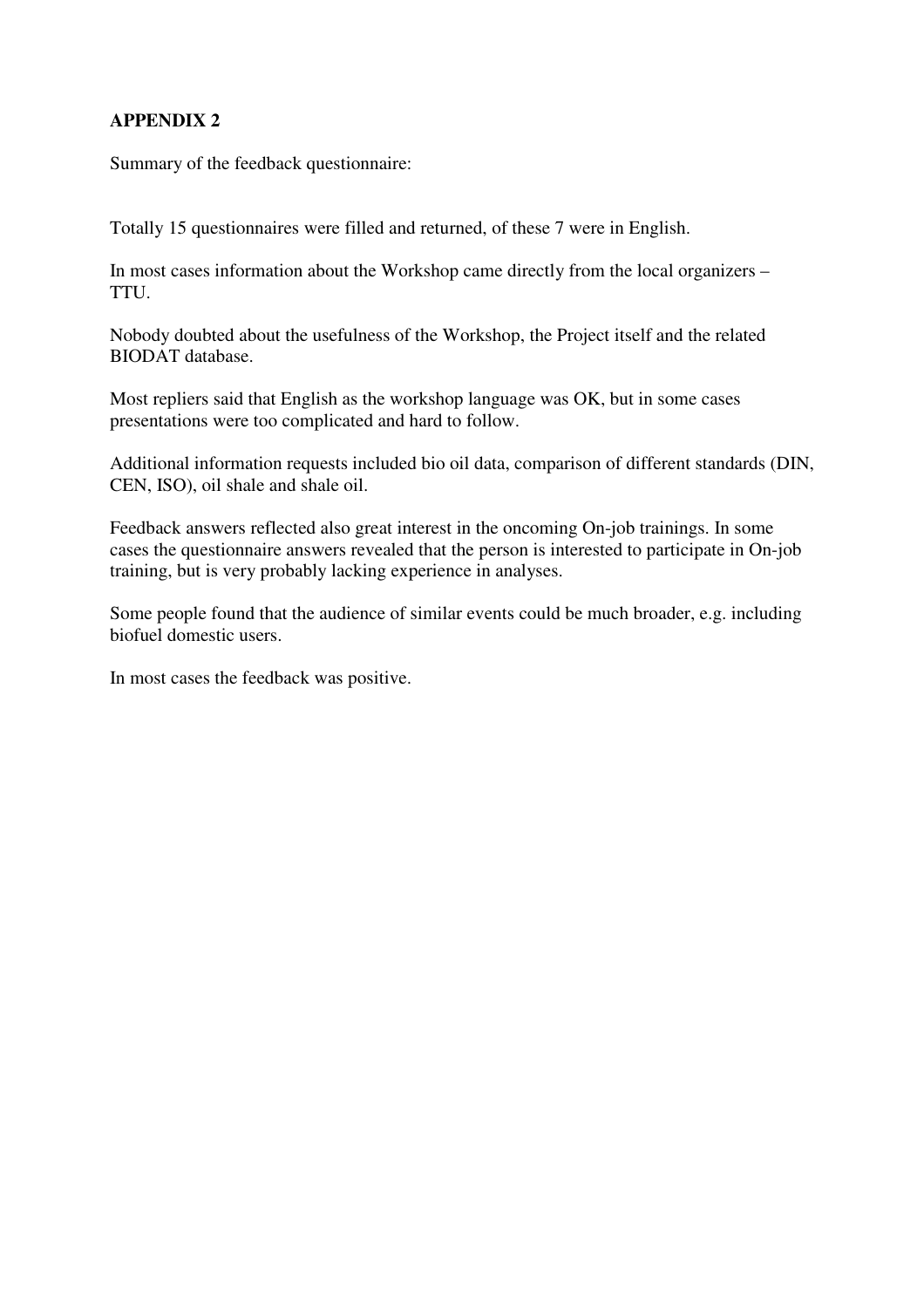**APPENDIX 2**

Summary of the feedback questionnaire:

Totally 15 questionnaires were filled and returned, of these 7 were in English.

In most cases information about the Workshop came directly from the local organizers – TTU.

Nobody doubted about the usefulness of the Workshop, the Project itself and the related BIODAT database.

Most repliers said that English as the workshop language was OK, but in some cases presentations were too complicated and hard to follow.

Additional information requests included bio oil data, comparison of different standards (DIN, CEN, ISO), oil shale and shale oil.

Feedback answers reflected also great interest in the oncoming On-job trainings. In some cases the questionnaire answers revealed that the person is interested to participate in On-job training, but is very probably lacking experience in analyses.

Some people found that the audience of similar events could be much broader, e.g. including biofuel domestic users.

In most cases the feedback was positive.